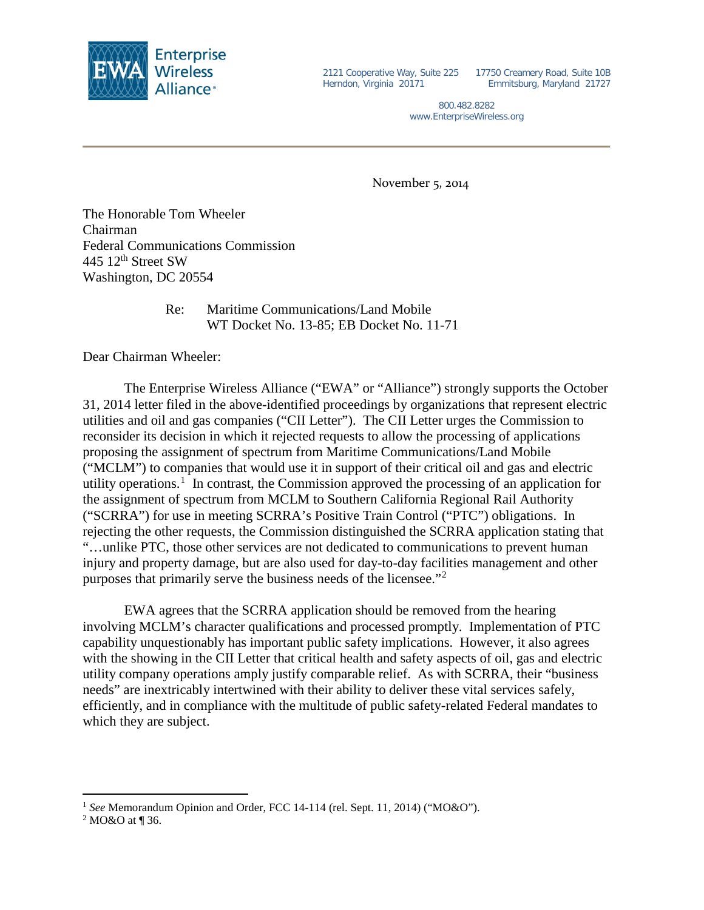Enterprise Wireless Alliance

2121 Cooperative Way, Suite 225
Herndon, Virginia 20171

17750 Creamery Road, Suite 10B
Emmitsburg, Maryland 21727

800.482.8282
www.EnterpriseWireless.org

November 5, 2014

The Honorable Tom Wheeler
Chairman
Federal Communications Commission
445 12th Street SW
Washington, DC 20554

Re: Maritime Communications/Land Mobile
WT Docket No. 13-85; EB Docket No. 11-71

Dear Chairman Wheeler:

The Enterprise Wireless Alliance ("EWA" or "Alliance") strongly supports the October 31, 2014 letter filed in the above-identified proceedings by organizations that represent electric utilities and oil and gas companies ("CII Letter"). The CII Letter urges the Commission to reconsider its decision in which it rejected requests to allow the processing of applications proposing the assignment of spectrum from Maritime Communications/Land Mobile ("MCLM") to companies that would use it in support of their critical oil and gas and electric utility operations.[1] In contrast, the Commission approved the processing of an application for the assignment of spectrum from MCLM to Southern California Regional Rail Authority ("SCRRA") for use in meeting SCRRA's Positive Train Control ("PTC") obligations. In rejecting the other requests, the Commission distinguished the SCRRA application stating that "…unlike PTC, those other services are not dedicated to communications to prevent human injury and property damage, but are also used for day-to-day facilities management and other purposes that primarily serve the business needs of the licensee."[2]

EWA agrees that the SCRRA application should be removed from the hearing involving MCLM's character qualifications and processed promptly. Implementation of PTC capability unquestionably has important public safety implications. However, it also agrees with the showing in the CII Letter that critical health and safety aspects of oil, gas and electric utility company operations amply justify comparable relief. As with SCRRA, their "business needs" are inextricably intertwined with their ability to deliver these vital services safely, efficiently, and in compliance with the multitude of public safety-related Federal mandates to which they are subject.

---

[1] *See* Memorandum Opinion and Order, FCC 14-114 (rel. Sept. 11, 2014) ("MO&O").

[2] MO&O at ¶ 36.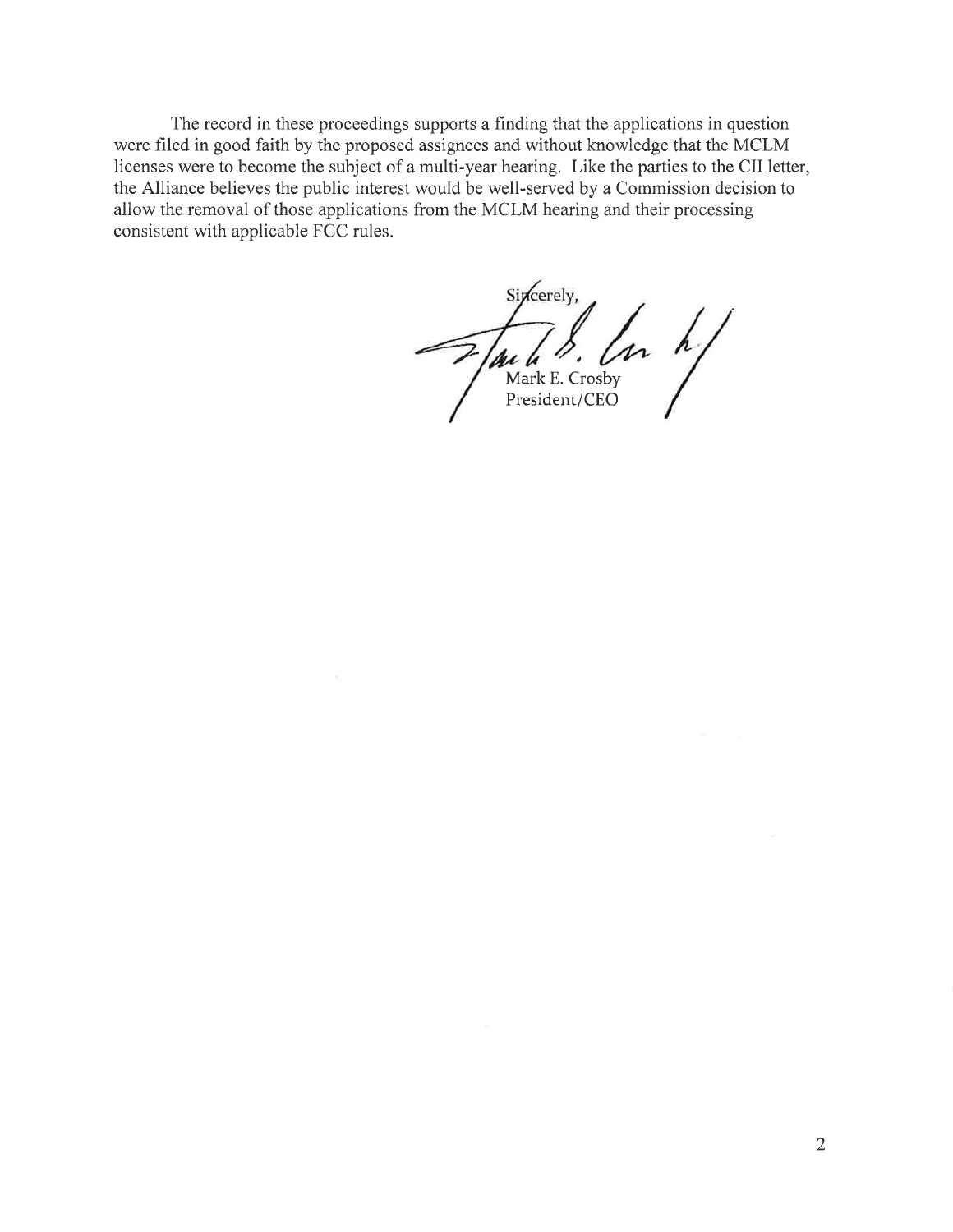The record in these proceedings supports a finding that the applications in question were filed in good faith by the proposed assignees and without knowledge that the MCLM licenses were to become the subject of a multi-year hearing. Like the parties to the CII letter, the Alliance believes the public interest would be well-served by a Commission decision to allow the removal of those applications from the MCLM hearing and their processing consistent with applicable FCC rules.

Sincerely,

Mark E. Crosby
President/CEO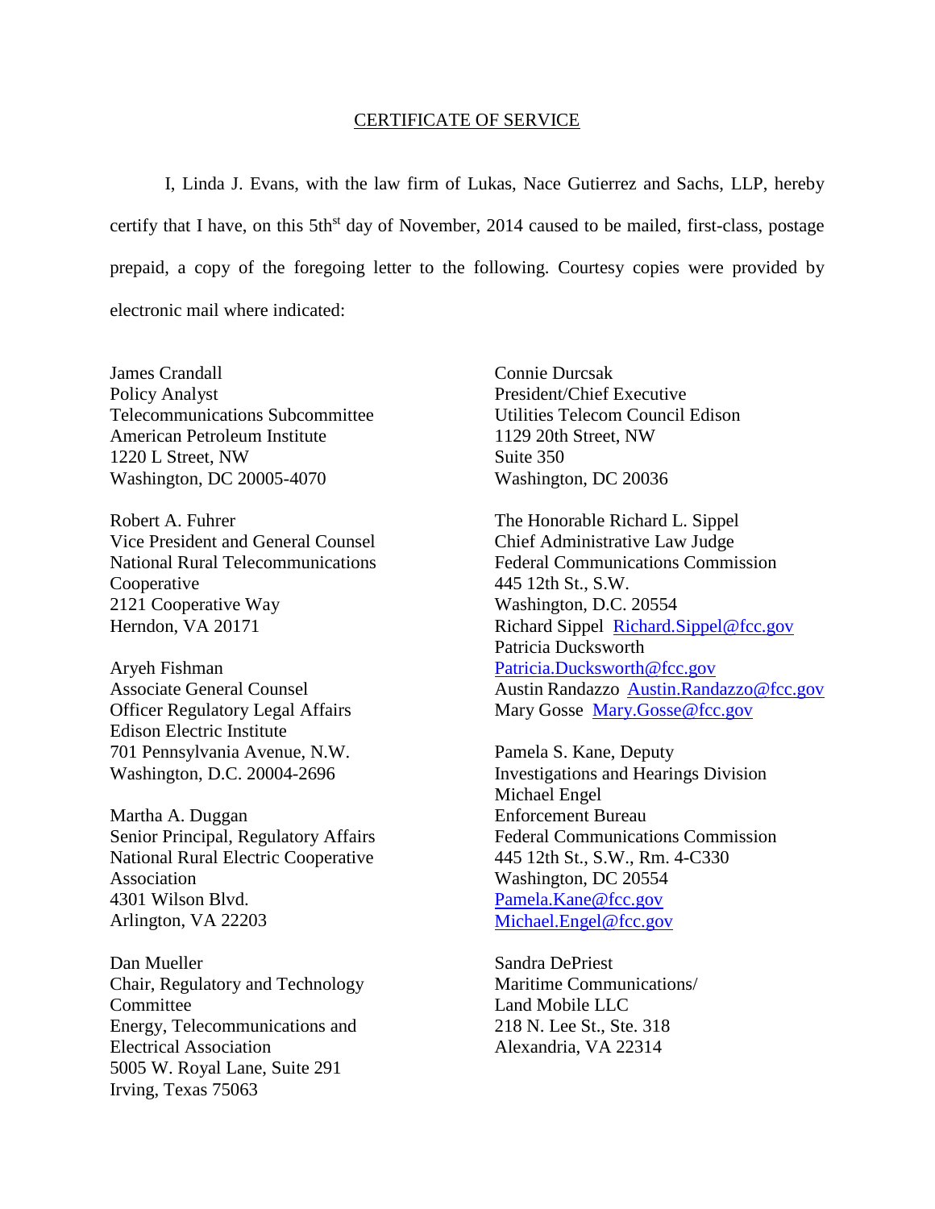## CERTIFICATE OF SERVICE

I, Linda J. Evans, with the law firm of Lukas, Nace Gutierrez and Sachs, LLP, hereby certify that I have, on this 5th[st] day of November, 2014 caused to be mailed, first-class, postage prepaid, a copy of the foregoing letter to the following. Courtesy copies were provided by electronic mail where indicated:

James Crandall  
Policy Analyst  
Telecommunications Subcommittee  
American Petroleum Institute  
1220 L Street, NW  
Washington, DC 20005-4070

Robert A. Fuhrer  
Vice President and General Counsel  
National Rural Telecommunications Cooperative  
2121 Cooperative Way  
Herndon, VA 20171

Aryeh Fishman  
Associate General Counsel  
Officer Regulatory Legal Affairs  
Edison Electric Institute  
701 Pennsylvania Avenue, N.W.  
Washington, D.C. 20004-2696

Martha A. Duggan  
Senior Principal, Regulatory Affairs  
National Rural Electric Cooperative Association  
4301 Wilson Blvd.  
Arlington, VA 22203

Dan Mueller  
Chair, Regulatory and Technology Committee  
Energy, Telecommunications and Electrical Association  
5005 W. Royal Lane, Suite 291  
Irving, Texas 75063

Connie Durcsak  
President/Chief Executive  
Utilities Telecom Council Edison  
1129 20th Street, NW  
Suite 350  
Washington, DC 20036

The Honorable Richard L. Sippel  
Chief Administrative Law Judge  
Federal Communications Commission  
445 12th St., S.W.  
Washington, D.C. 20554  
Richard Sippel Richard.Sippel@fcc.gov  
Patricia Ducksworth  
Patricia.Ducksworth@fcc.gov  
Austin Randazzo Austin.Randazzo@fcc.gov  
Mary Gosse Mary.Gosse@fcc.gov

Pamela S. Kane, Deputy  
Investigations and Hearings Division  
Michael Engel  
Enforcement Bureau  
Federal Communications Commission  
445 12th St., S.W., Rm. 4-C330  
Washington, DC 20554  
Pamela.Kane@fcc.gov  
Michael.Engel@fcc.gov

Sandra DePriest  
Maritime Communications/  
Land Mobile LLC  
218 N. Lee St., Ste. 318  
Alexandria, VA 22314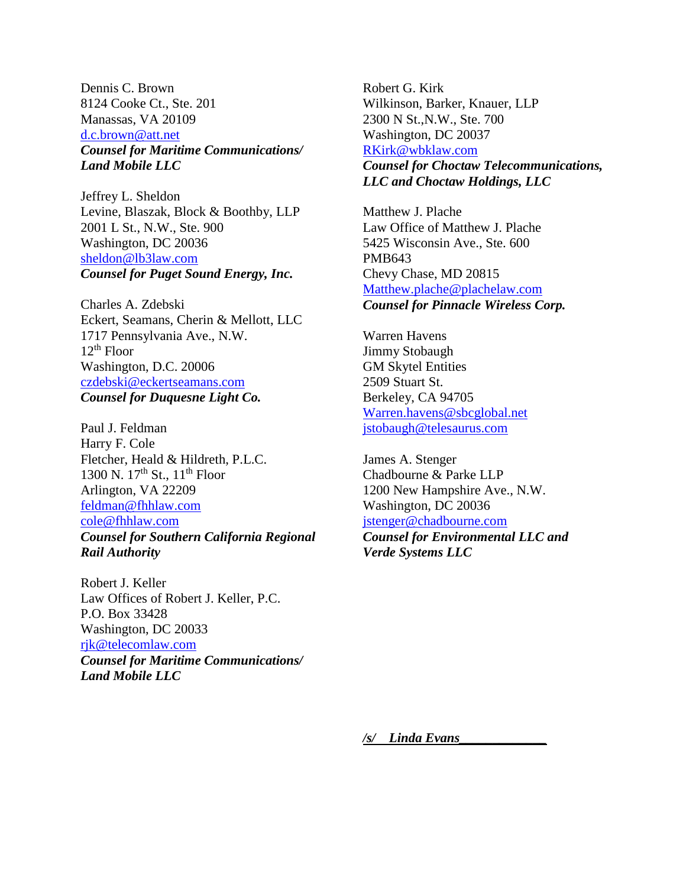Dennis C. Brown
8124 Cooke Ct., Ste. 201
Manassas, VA 20109
d.c.brown@att.net
***Counsel for Maritime Communications/ Land Mobile LLC***

Jeffrey L. Sheldon
Levine, Blaszak, Block & Boothby, LLP
2001 L St., N.W., Ste. 900
Washington, DC 20036
sheldon@lb3law.com
***Counsel for Puget Sound Energy, Inc.***

Charles A. Zdebski
Eckert, Seamans, Cherin & Mellott, LLC
1717 Pennsylvania Ave., N.W.
12th Floor
Washington, D.C. 20006
czdebski@eckertseamans.com
***Counsel for Duquesne Light Co.***

Paul J. Feldman
Harry F. Cole
Fletcher, Heald & Hildreth, P.L.C.
1300 N. 17th St., 11th Floor
Arlington, VA 22209
feldman@fhhlaw.com
cole@fhhlaw.com
***Counsel for Southern California Regional Rail Authority***

Robert J. Keller
Law Offices of Robert J. Keller, P.C.
P.O. Box 33428
Washington, DC 20033
rjk@telecomlaw.com
***Counsel for Maritime Communications/ Land Mobile LLC***

Robert G. Kirk
Wilkinson, Barker, Knauer, LLP
2300 N St.,N.W., Ste. 700
Washington, DC 20037
RKirk@wbklaw.com
***Counsel for Choctaw Telecommunications, LLC and Choctaw Holdings, LLC***

Matthew J. Plache
Law Office of Matthew J. Plache
5425 Wisconsin Ave., Ste. 600
PMB643
Chevy Chase, MD 20815
Matthew.plache@plachelaw.com
***Counsel for Pinnacle Wireless Corp.***

Warren Havens
Jimmy Stobaugh
GM Skytel Entities
2509 Stuart St.
Berkeley, CA 94705
Warren.havens@sbcglobal.net
jstobaugh@telesaurus.com

James A. Stenger
Chadbourne & Parke LLP
1200 New Hampshire Ave., N.W.
Washington, DC 20036
jstenger@chadbourne.com
***Counsel for Environmental LLC and Verde Systems LLC***

***/s/ Linda Evans___________***